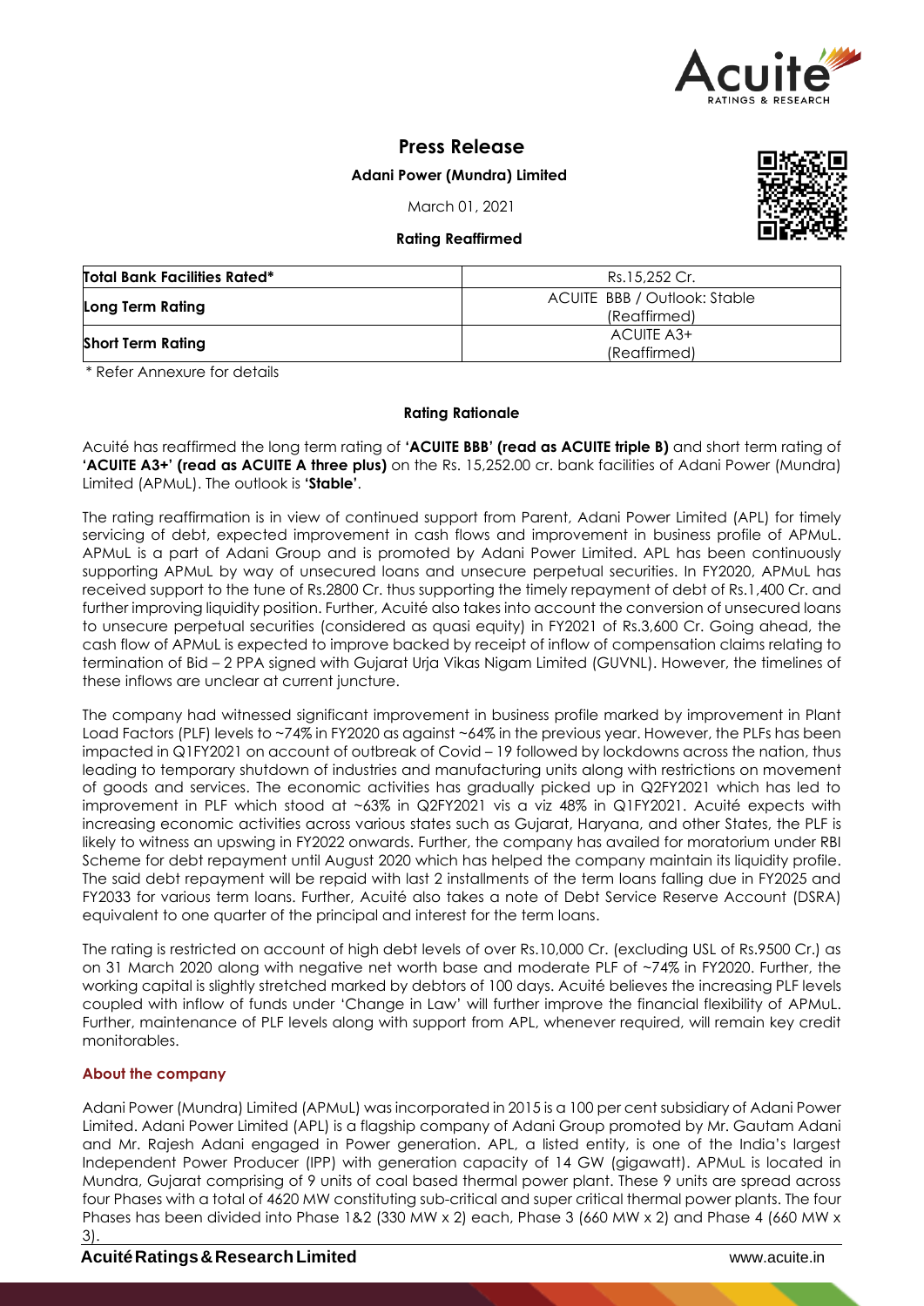# Press Release

**Adani Power (Mundra) Limited**

March 01, 2021

**Rating Reaffirmed**

| **Total Bank Facilities Rated*** | Rs.15,252 Cr. |
|---|---|
| **Long Term Rating** | ACUITE BBB / Outlook: Stable (Reaffirmed) |
| **Short Term Rating** | ACUITE A3+ (Reaffirmed) |

\* Refer Annexure for details

## Rating Rationale

Acuité has reaffirmed the long term rating of **'ACUITE BBB' (read as ACUITE triple B)** and short term rating of **'ACUITE A3+' (read as ACUITE A three plus)** on the Rs. 15,252.00 cr. bank facilities of Adani Power (Mundra) Limited (APMuL). The outlook is **'Stable'**.

The rating reaffirmation is in view of continued support from Parent, Adani Power Limited (APL) for timely servicing of debt, expected improvement in cash flows and improvement in business profile of APMuL. APMuL is a part of Adani Group and is promoted by Adani Power Limited. APL has been continuously supporting APMuL by way of unsecured loans and unsecure perpetual securities. In FY2020, APMuL has received support to the tune of Rs.2800 Cr. thus supporting the timely repayment of debt of Rs.1,400 Cr. and further improving liquidity position. Further, Acuité also takes into account the conversion of unsecured loans to unsecure perpetual securities (considered as quasi equity) in FY2021 of Rs.3,600 Cr. Going ahead, the cash flow of APMuL is expected to improve backed by receipt of inflow of compensation claims relating to termination of Bid – 2 PPA signed with Gujarat Urja Vikas Nigam Limited (GUVNL). However, the timelines of these inflows are unclear at current juncture.

The company had witnessed significant improvement in business profile marked by improvement in Plant Load Factors (PLF) levels to ~74% in FY2020 as against ~64% in the previous year. However, the PLFs has been impacted in Q1FY2021 on account of outbreak of Covid – 19 followed by lockdowns across the nation, thus leading to temporary shutdown of industries and manufacturing units along with restrictions on movement of goods and services. The economic activities has gradually picked up in Q2FY2021 which has led to improvement in PLF which stood at ~63% in Q2FY2021 vis a viz 48% in Q1FY2021. Acuité expects with increasing economic activities across various states such as Gujarat, Haryana, and other States, the PLF is likely to witness an upswing in FY2022 onwards. Further, the company has availed for moratorium under RBI Scheme for debt repayment until August 2020 which has helped the company maintain its liquidity profile. The said debt repayment will be repaid with last 2 installments of the term loans falling due in FY2025 and FY2033 for various term loans. Further, Acuité also takes a note of Debt Service Reserve Account (DSRA) equivalent to one quarter of the principal and interest for the term loans.

The rating is restricted on account of high debt levels of over Rs.10,000 Cr. (excluding USL of Rs.9500 Cr.) as on 31 March 2020 along with negative net worth base and moderate PLF of ~74% in FY2020. Further, the working capital is slightly stretched marked by debtors of 100 days. Acuité believes the increasing PLF levels coupled with inflow of funds under 'Change in Law' will further improve the financial flexibility of APMuL. Further, maintenance of PLF levels along with support from APL, whenever required, will remain key credit monitorables.

### About the company

Adani Power (Mundra) Limited (APMuL) was incorporated in 2015 is a 100 per cent subsidiary of Adani Power Limited. Adani Power Limited (APL) is a flagship company of Adani Group promoted by Mr. Gautam Adani and Mr. Rajesh Adani engaged in Power generation. APL, a listed entity, is one of the India's largest Independent Power Producer (IPP) with generation capacity of 14 GW (gigawatt). APMuL is located in Mundra, Gujarat comprising of 9 units of coal based thermal power plant. These 9 units are spread across four Phases with a total of 4620 MW constituting sub-critical and super critical thermal power plants. The four Phases has been divided into Phase 1&2 (330 MW x 2) each, Phase 3 (660 MW x 2) and Phase 4 (660 MW x 3).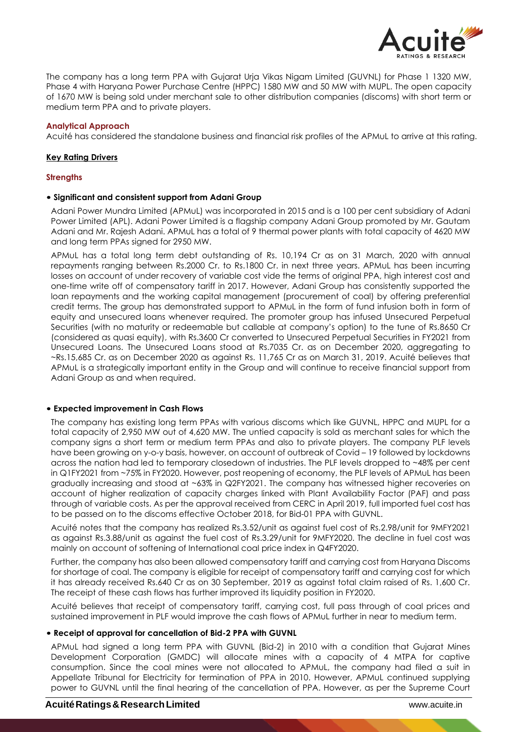The company has a long term PPA with Gujarat Urja Vikas Nigam Limited (GUVNL) for Phase 1 1320 MW, Phase 4 with Haryana Power Purchase Centre (HPPC) 1580 MW and 50 MW with MUPL. The open capacity of 1670 MW is being sold under merchant sale to other distribution companies (discoms) with short term or medium term PPA and to private players.

### Analytical Approach

Acuité has considered the standalone business and financial risk profiles of the APMuL to arrive at this rating.

## Key Rating Drivers

### Strengths

- **Significant and consistent support from Adani Group**

Adani Power Mundra Limited (APMuL) was incorporated in 2015 and is a 100 per cent subsidiary of Adani Power Limited (APL). Adani Power Limited is a flagship company Adani Group promoted by Mr. Gautam Adani and Mr. Rajesh Adani. APMuL has a total of 9 thermal power plants with total capacity of 4620 MW and long term PPAs signed for 2950 MW.

APMuL has a total long term debt outstanding of Rs. 10,194 Cr as on 31 March, 2020 with annual repayments ranging between Rs.2000 Cr. to Rs.1800 Cr. in next three years. APMuL has been incurring losses on account of under recovery of variable cost vide the terms of original PPA, high interest cost and one-time write off of compensatory tariff in 2017. However, Adani Group has consistently supported the loan repayments and the working capital management (procurement of coal) by offering preferential credit terms. The group has demonstrated support to APMuL in the form of fund infusion both in form of equity and unsecured loans whenever required. The promoter group has infused Unsecured Perpetual Securities (with no maturity or redeemable but callable at company's option) to the tune of Rs.8650 Cr (considered as quasi equity), with Rs.3600 Cr converted to Unsecured Perpetual Securities in FY2021 from Unsecured Loans. The Unsecured Loans stood at Rs.7035 Cr. as on December 2020, aggregating to ~Rs.15,685 Cr. as on December 2020 as against Rs. 11,765 Cr as on March 31, 2019. Acuité believes that APMuL is a strategically important entity in the Group and will continue to receive financial support from Adani Group as and when required.

- **Expected improvement in Cash Flows**

The company has existing long term PPAs with various discoms which like GUVNL, HPPC and MUPL for a total capacity of 2,950 MW out of 4,620 MW. The untied capacity is sold as merchant sales for which the company signs a short term or medium term PPAs and also to private players. The company PLF levels have been growing on y-o-y basis, however, on account of outbreak of Covid – 19 followed by lockdowns across the nation had led to temporary closedown of industries. The PLF levels dropped to ~48% per cent in Q1FY2021 from ~75% in FY2020. However, post reopening of economy, the PLF levels of APMuL has been gradually increasing and stood at ~63% in Q2FY2021. The company has witnessed higher recoveries on account of higher realization of capacity charges linked with Plant Availability Factor (PAF) and pass through of variable costs. As per the approval received from CERC in April 2019, full imported fuel cost has to be passed on to the discoms effective October 2018, for Bid-01 PPA with GUVNL.

Acuité notes that the company has realized Rs.3.52/unit as against fuel cost of Rs.2.98/unit for 9MFY2021 as against Rs.3.88/unit as against the fuel cost of Rs.3.29/unit for 9MFY2020. The decline in fuel cost was mainly on account of softening of International coal price index in Q4FY2020.

Further, the company has also been allowed compensatory tariff and carrying cost from Haryana Discoms for shortage of coal. The company is eligible for receipt of compensatory tariff and carrying cost for which it has already received Rs.640 Cr as on 30 September, 2019 as against total claim raised of Rs. 1,600 Cr. The receipt of these cash flows has further improved its liquidity position in FY2020.

Acuité believes that receipt of compensatory tariff, carrying cost, full pass through of coal prices and sustained improvement in PLF would improve the cash flows of APMuL further in near to medium term.

- **Receipt of approval for cancellation of Bid-2 PPA with GUVNL**

APMuL had signed a long term PPA with GUVNL (Bid-2) in 2010 with a condition that Gujarat Mines Development Corporation (GMDC) will allocate mines with a capacity of 4 MTPA for captive consumption. Since the coal mines were not allocated to APMuL, the company had filed a suit in Appellate Tribunal for Electricity for termination of PPA in 2010. However, APMuL continued supplying power to GUVNL until the final hearing of the cancellation of PPA. However, as per the Supreme Court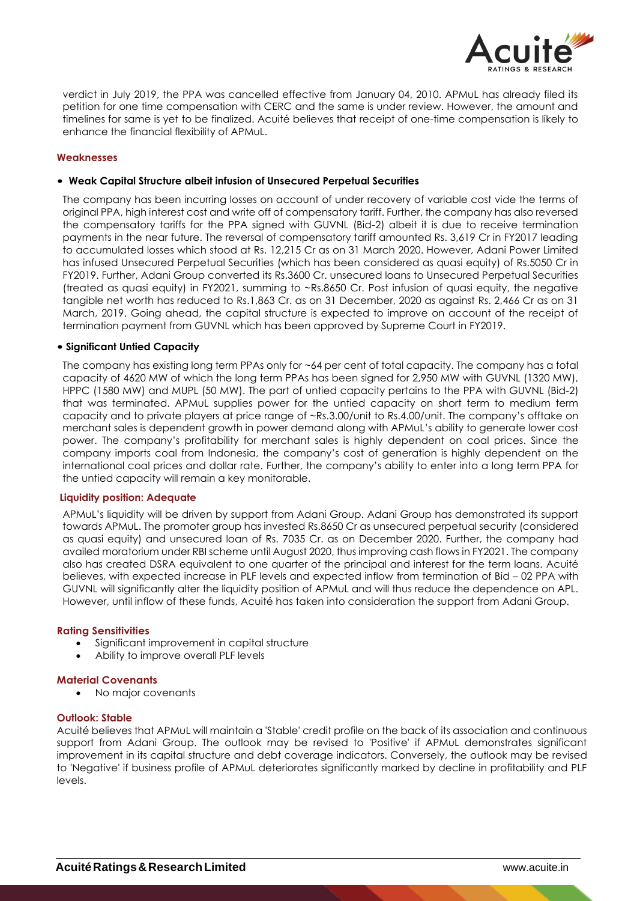verdict in July 2019, the PPA was cancelled effective from January 04, 2010. APMuL has already filed its petition for one time compensation with CERC and the same is under review. However, the amount and timelines for same is yet to be finalized. Acuité believes that receipt of one-time compensation is likely to enhance the financial flexibility of APMuL.

### Weaknesses

- **Weak Capital Structure albeit infusion of Unsecured Perpetual Securities**

The company has been incurring losses on account of under recovery of variable cost vide the terms of original PPA, high interest cost and write off of compensatory tariff. Further, the company has also reversed the compensatory tariffs for the PPA signed with GUVNL (Bid-2) albeit it is due to receive termination payments in the near future. The reversal of compensatory tariff amounted Rs. 3,619 Cr in FY2017 leading to accumulated losses which stood at Rs. 12,215 Cr as on 31 March 2020. However, Adani Power Limited has infused Unsecured Perpetual Securities (which has been considered as quasi equity) of Rs.5050 Cr in FY2019. Further, Adani Group converted its Rs.3600 Cr. unsecured loans to Unsecured Perpetual Securities (treated as quasi equity) in FY2021, summing to ~Rs.8650 Cr. Post infusion of quasi equity, the negative tangible net worth has reduced to Rs.1,863 Cr. as on 31 December, 2020 as against Rs. 2,466 Cr as on 31 March, 2019. Going ahead, the capital structure is expected to improve on account of the receipt of termination payment from GUVNL which has been approved by Supreme Court in FY2019.

- **Significant Untied Capacity**

The company has existing long term PPAs only for ~64 per cent of total capacity. The company has a total capacity of 4620 MW of which the long term PPAs has been signed for 2,950 MW with GUVNL (1320 MW), HPPC (1580 MW) and MUPL (50 MW). The part of untied capacity pertains to the PPA with GUVNL (Bid-2) that was terminated. APMuL supplies power for the untied capacity on short term to medium term capacity and to private players at price range of ~Rs.3.00/unit to Rs.4.00/unit. The company's offtake on merchant sales is dependent growth in power demand along with APMuL's ability to generate lower cost power. The company's profitability for merchant sales is highly dependent on coal prices. Since the company imports coal from Indonesia, the company's cost of generation is highly dependent on the international coal prices and dollar rate. Further, the company's ability to enter into a long term PPA for the untied capacity will remain a key monitorable.

### Liquidity position: Adequate

APMuL's liquidity will be driven by support from Adani Group. Adani Group has demonstrated its support towards APMuL. The promoter group has invested Rs.8650 Cr as unsecured perpetual security (considered as quasi equity) and unsecured loan of Rs. 7035 Cr. as on December 2020. Further, the company had availed moratorium under RBI scheme until August 2020, thus improving cash flows in FY2021. The company also has created DSRA equivalent to one quarter of the principal and interest for the term loans. Acuité believes, with expected increase in PLF levels and expected inflow from termination of Bid – 02 PPA with GUVNL will significantly alter the liquidity position of APMuL and will thus reduce the dependence on APL. However, until inflow of these funds, Acuité has taken into consideration the support from Adani Group.

### Rating Sensitivities

- Significant improvement in capital structure
- Ability to improve overall PLF levels

### Material Covenants

- No major covenants

### Outlook: Stable

Acuité believes that APMuL will maintain a 'Stable' credit profile on the back of its association and continuous support from Adani Group. The outlook may be revised to 'Positive' if APMuL demonstrates significant improvement in its capital structure and debt coverage indicators. Conversely, the outlook may be revised to 'Negative' if business profile of APMuL deteriorates significantly marked by decline in profitability and PLF levels.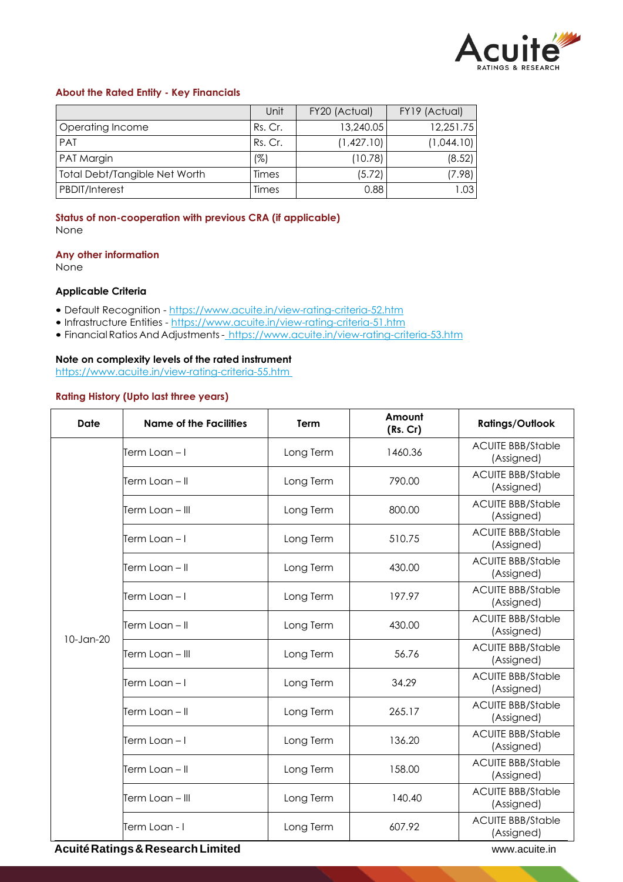## About the Rated Entity - Key Financials

| | Unit | FY20 (Actual) | FY19 (Actual) |
|---|---|---|---|
| Operating Income | Rs. Cr. | 13,240.05 | 12,251.75 |
| PAT | Rs. Cr. | (1,427.10) | (1,044.10) |
| PAT Margin | (%) | (10.78) | (8.52) |
| Total Debt/Tangible Net Worth | Times | (5.72) | (7.98) |
| PBDIT/Interest | Times | 0.88 | 1.03 |

## Status of non-cooperation with previous CRA (if applicable)

None

## Any other information

None

### Applicable Criteria

- Default Recognition - https://www.acuite.in/view-rating-criteria-52.htm
- Infrastructure Entities - https://www.acuite.in/view-rating-criteria-51.htm
- Financial Ratios And Adjustments - https://www.acuite.in/view-rating-criteria-53.htm

### Note on complexity levels of the rated instrument

https://www.acuite.in/view-rating-criteria-55.htm

## Rating History (Upto last three years)

| Date | Name of the Facilities | Term | Amount (Rs. Cr) | Ratings/Outlook |
|---|---|---|---|---|
| 10-Jan-20 | Term Loan – I | Long Term | 1460.36 | ACUITE BBB/Stable (Assigned) |
| | Term Loan – II | Long Term | 790.00 | ACUITE BBB/Stable (Assigned) |
| | Term Loan – III | Long Term | 800.00 | ACUITE BBB/Stable (Assigned) |
| | Term Loan – I | Long Term | 510.75 | ACUITE BBB/Stable (Assigned) |
| | Term Loan – II | Long Term | 430.00 | ACUITE BBB/Stable (Assigned) |
| | Term Loan – I | Long Term | 197.97 | ACUITE BBB/Stable (Assigned) |
| | Term Loan – II | Long Term | 430.00 | ACUITE BBB/Stable (Assigned) |
| | Term Loan – III | Long Term | 56.76 | ACUITE BBB/Stable (Assigned) |
| | Term Loan – I | Long Term | 34.29 | ACUITE BBB/Stable (Assigned) |
| | Term Loan – II | Long Term | 265.17 | ACUITE BBB/Stable (Assigned) |
| | Term Loan – I | Long Term | 136.20 | ACUITE BBB/Stable (Assigned) |
| | Term Loan – II | Long Term | 158.00 | ACUITE BBB/Stable (Assigned) |
| | Term Loan – III | Long Term | 140.40 | ACUITE BBB/Stable (Assigned) |
| | Term Loan - I | Long Term | 607.92 | ACUITE BBB/Stable (Assigned) |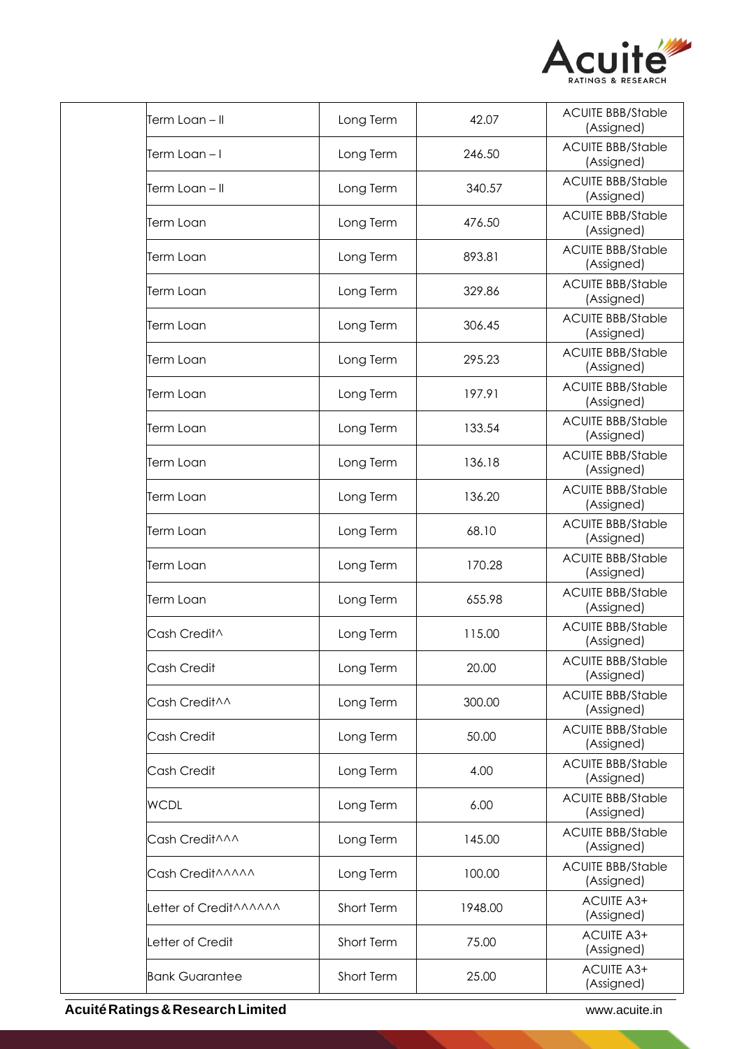| | | | | |
|---|---|---|---|---|
| | Term Loan – II | Long Term | 42.07 | ACUITE BBB/Stable (Assigned) |
| | Term Loan – I | Long Term | 246.50 | ACUITE BBB/Stable (Assigned) |
| | Term Loan – II | Long Term | 340.57 | ACUITE BBB/Stable (Assigned) |
| | Term Loan | Long Term | 476.50 | ACUITE BBB/Stable (Assigned) |
| | Term Loan | Long Term | 893.81 | ACUITE BBB/Stable (Assigned) |
| | Term Loan | Long Term | 329.86 | ACUITE BBB/Stable (Assigned) |
| | Term Loan | Long Term | 306.45 | ACUITE BBB/Stable (Assigned) |
| | Term Loan | Long Term | 295.23 | ACUITE BBB/Stable (Assigned) |
| | Term Loan | Long Term | 197.91 | ACUITE BBB/Stable (Assigned) |
| | Term Loan | Long Term | 133.54 | ACUITE BBB/Stable (Assigned) |
| | Term Loan | Long Term | 136.18 | ACUITE BBB/Stable (Assigned) |
| | Term Loan | Long Term | 136.20 | ACUITE BBB/Stable (Assigned) |
| | Term Loan | Long Term | 68.10 | ACUITE BBB/Stable (Assigned) |
| | Term Loan | Long Term | 170.28 | ACUITE BBB/Stable (Assigned) |
| | Term Loan | Long Term | 655.98 | ACUITE BBB/Stable (Assigned) |
| | Cash Credit^ | Long Term | 115.00 | ACUITE BBB/Stable (Assigned) |
| | Cash Credit | Long Term | 20.00 | ACUITE BBB/Stable (Assigned) |
| | Cash Credit^^ | Long Term | 300.00 | ACUITE BBB/Stable (Assigned) |
| | Cash Credit | Long Term | 50.00 | ACUITE BBB/Stable (Assigned) |
| | Cash Credit | Long Term | 4.00 | ACUITE BBB/Stable (Assigned) |
| | WCDL | Long Term | 6.00 | ACUITE BBB/Stable (Assigned) |
| | Cash Credit^^^ | Long Term | 145.00 | ACUITE BBB/Stable (Assigned) |
| | Cash Credit^^^^^ | Long Term | 100.00 | ACUITE BBB/Stable (Assigned) |
| | Letter of Credit^^^^^^ | Short Term | 1948.00 | ACUITE A3+ (Assigned) |
| | Letter of Credit | Short Term | 75.00 | ACUITE A3+ (Assigned) |
| | Bank Guarantee | Short Term | 25.00 | ACUITE A3+ (Assigned) |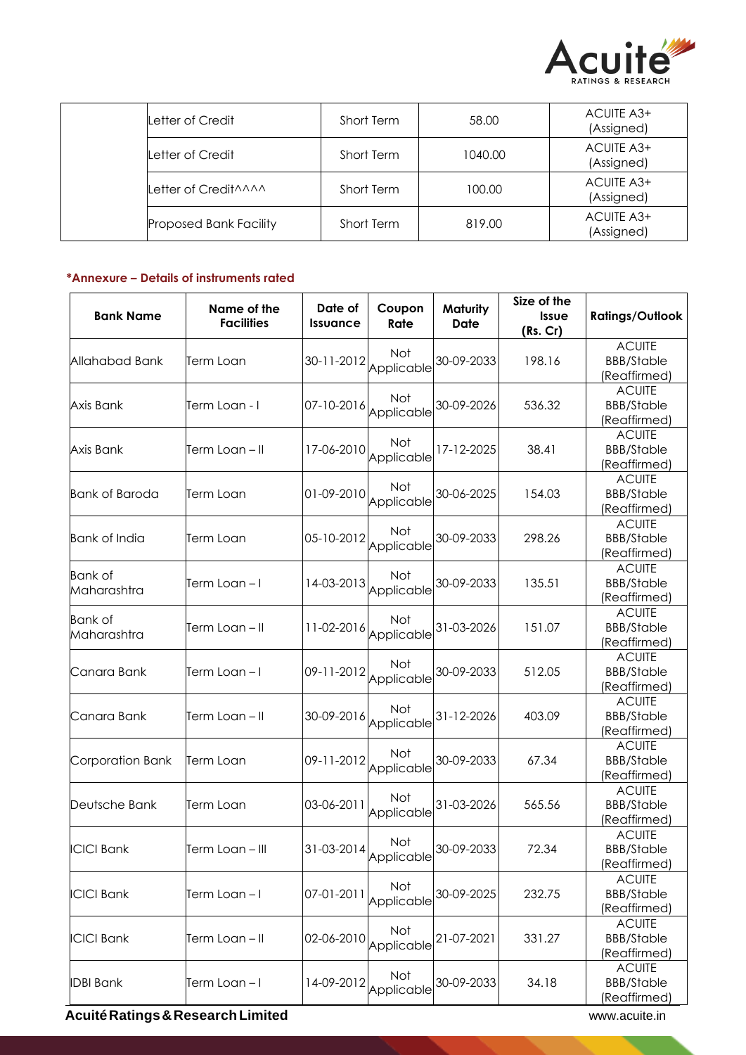| | Letter of Credit | Short Term | 58.00 | ACUITE A3+ (Assigned) |
|---|---|---|---|---|
| | Letter of Credit | Short Term | 1040.00 | ACUITE A3+ (Assigned) |
| | Letter of Credit^^^^ | Short Term | 100.00 | ACUITE A3+ (Assigned) |
| | Proposed Bank Facility | Short Term | 819.00 | ACUITE A3+ (Assigned) |

**\*Annexure – Details of instruments rated**

| Bank Name | Name of the Facilities | Date of Issuance | Coupon Rate | Maturity Date | Size of the Issue (Rs. Cr) | Ratings/Outlook |
|---|---|---|---|---|---|---|
| Allahabad Bank | Term Loan | 30-11-2012 | Not Applicable | 30-09-2033 | 198.16 | ACUITE BBB/Stable (Reaffirmed) |
| Axis Bank | Term Loan - I | 07-10-2016 | Not Applicable | 30-09-2026 | 536.32 | ACUITE BBB/Stable (Reaffirmed) |
| Axis Bank | Term Loan – II | 17-06-2010 | Not Applicable | 17-12-2025 | 38.41 | ACUITE BBB/Stable (Reaffirmed) |
| Bank of Baroda | Term Loan | 01-09-2010 | Not Applicable | 30-06-2025 | 154.03 | ACUITE BBB/Stable (Reaffirmed) |
| Bank of India | Term Loan | 05-10-2012 | Not Applicable | 30-09-2033 | 298.26 | ACUITE BBB/Stable (Reaffirmed) |
| Bank of Maharashtra | Term Loan – I | 14-03-2013 | Not Applicable | 30-09-2033 | 135.51 | ACUITE BBB/Stable (Reaffirmed) |
| Bank of Maharashtra | Term Loan – II | 11-02-2016 | Not Applicable | 31-03-2026 | 151.07 | ACUITE BBB/Stable (Reaffirmed) |
| Canara Bank | Term Loan – I | 09-11-2012 | Not Applicable | 30-09-2033 | 512.05 | ACUITE BBB/Stable (Reaffirmed) |
| Canara Bank | Term Loan – II | 30-09-2016 | Not Applicable | 31-12-2026 | 403.09 | ACUITE BBB/Stable (Reaffirmed) |
| Corporation Bank | Term Loan | 09-11-2012 | Not Applicable | 30-09-2033 | 67.34 | ACUITE BBB/Stable (Reaffirmed) |
| Deutsche Bank | Term Loan | 03-06-2011 | Not Applicable | 31-03-2026 | 565.56 | ACUITE BBB/Stable (Reaffirmed) |
| ICICI Bank | Term Loan – III | 31-03-2014 | Not Applicable | 30-09-2033 | 72.34 | ACUITE BBB/Stable (Reaffirmed) |
| ICICI Bank | Term Loan – I | 07-01-2011 | Not Applicable | 30-09-2025 | 232.75 | ACUITE BBB/Stable (Reaffirmed) |
| ICICI Bank | Term Loan – II | 02-06-2010 | Not Applicable | 21-07-2021 | 331.27 | ACUITE BBB/Stable (Reaffirmed) |
| IDBI Bank | Term Loan – I | 14-09-2012 | Not Applicable | 30-09-2033 | 34.18 | ACUITE BBB/Stable (Reaffirmed) |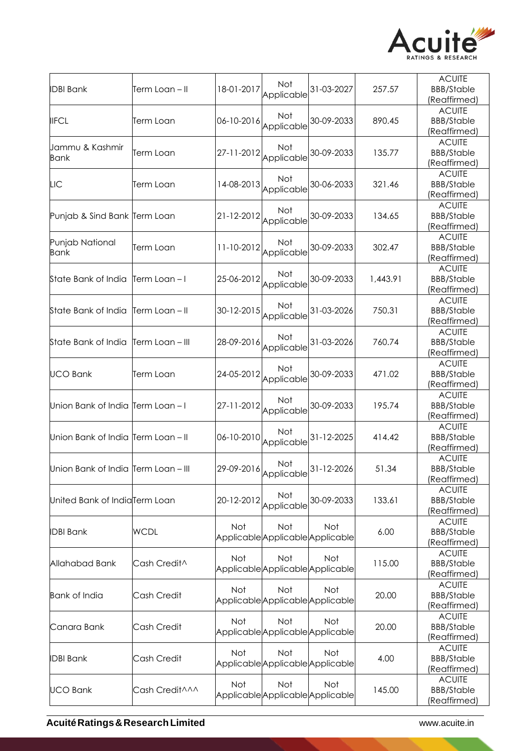| IDBI Bank | Term Loan – II | 18-01-2017 | Not Applicable | 31-03-2027 | 257.57 | ACUITE BBB/Stable (Reaffirmed) |
|---|---|---|---|---|---|---|
| IIFCL | Term Loan | 06-10-2016 | Not Applicable | 30-09-2033 | 890.45 | ACUITE BBB/Stable (Reaffirmed) |
| Jammu & Kashmir Bank | Term Loan | 27-11-2012 | Not Applicable | 30-09-2033 | 135.77 | ACUITE BBB/Stable (Reaffirmed) |
| LIC | Term Loan | 14-08-2013 | Not Applicable | 30-06-2033 | 321.46 | ACUITE BBB/Stable (Reaffirmed) |
| Punjab & Sind Bank | Term Loan | 21-12-2012 | Not Applicable | 30-09-2033 | 134.65 | ACUITE BBB/Stable (Reaffirmed) |
| Punjab National Bank | Term Loan | 11-10-2012 | Not Applicable | 30-09-2033 | 302.47 | ACUITE BBB/Stable (Reaffirmed) |
| State Bank of India | Term Loan – I | 25-06-2012 | Not Applicable | 30-09-2033 | 1,443.91 | ACUITE BBB/Stable (Reaffirmed) |
| State Bank of India | Term Loan – II | 30-12-2015 | Not Applicable | 31-03-2026 | 750.31 | ACUITE BBB/Stable (Reaffirmed) |
| State Bank of India | Term Loan – III | 28-09-2016 | Not Applicable | 31-03-2026 | 760.74 | ACUITE BBB/Stable (Reaffirmed) |
| UCO Bank | Term Loan | 24-05-2012 | Not Applicable | 30-09-2033 | 471.02 | ACUITE BBB/Stable (Reaffirmed) |
| Union Bank of India | Term Loan – I | 27-11-2012 | Not Applicable | 30-09-2033 | 195.74 | ACUITE BBB/Stable (Reaffirmed) |
| Union Bank of India | Term Loan – II | 06-10-2010 | Not Applicable | 31-12-2025 | 414.42 | ACUITE BBB/Stable (Reaffirmed) |
| Union Bank of India | Term Loan – III | 29-09-2016 | Not Applicable | 31-12-2026 | 51.34 | ACUITE BBB/Stable (Reaffirmed) |
| United Bank of India | Term Loan | 20-12-2012 | Not Applicable | 30-09-2033 | 133.61 | ACUITE BBB/Stable (Reaffirmed) |
| IDBI Bank | WCDL | Not Applicable | Not Applicable | Not Applicable | 6.00 | ACUITE BBB/Stable (Reaffirmed) |
| Allahabad Bank | Cash Credit^ | Not Applicable | Not Applicable | Not Applicable | 115.00 | ACUITE BBB/Stable (Reaffirmed) |
| Bank of India | Cash Credit | Not Applicable | Not Applicable | Not Applicable | 20.00 | ACUITE BBB/Stable (Reaffirmed) |
| Canara Bank | Cash Credit | Not Applicable | Not Applicable | Not Applicable | 20.00 | ACUITE BBB/Stable (Reaffirmed) |
| IDBI Bank | Cash Credit | Not Applicable | Not Applicable | Not Applicable | 4.00 | ACUITE BBB/Stable (Reaffirmed) |
| UCO Bank | Cash Credit^^^ | Not Applicable | Not Applicable | Not Applicable | 145.00 | ACUITE BBB/Stable (Reaffirmed) |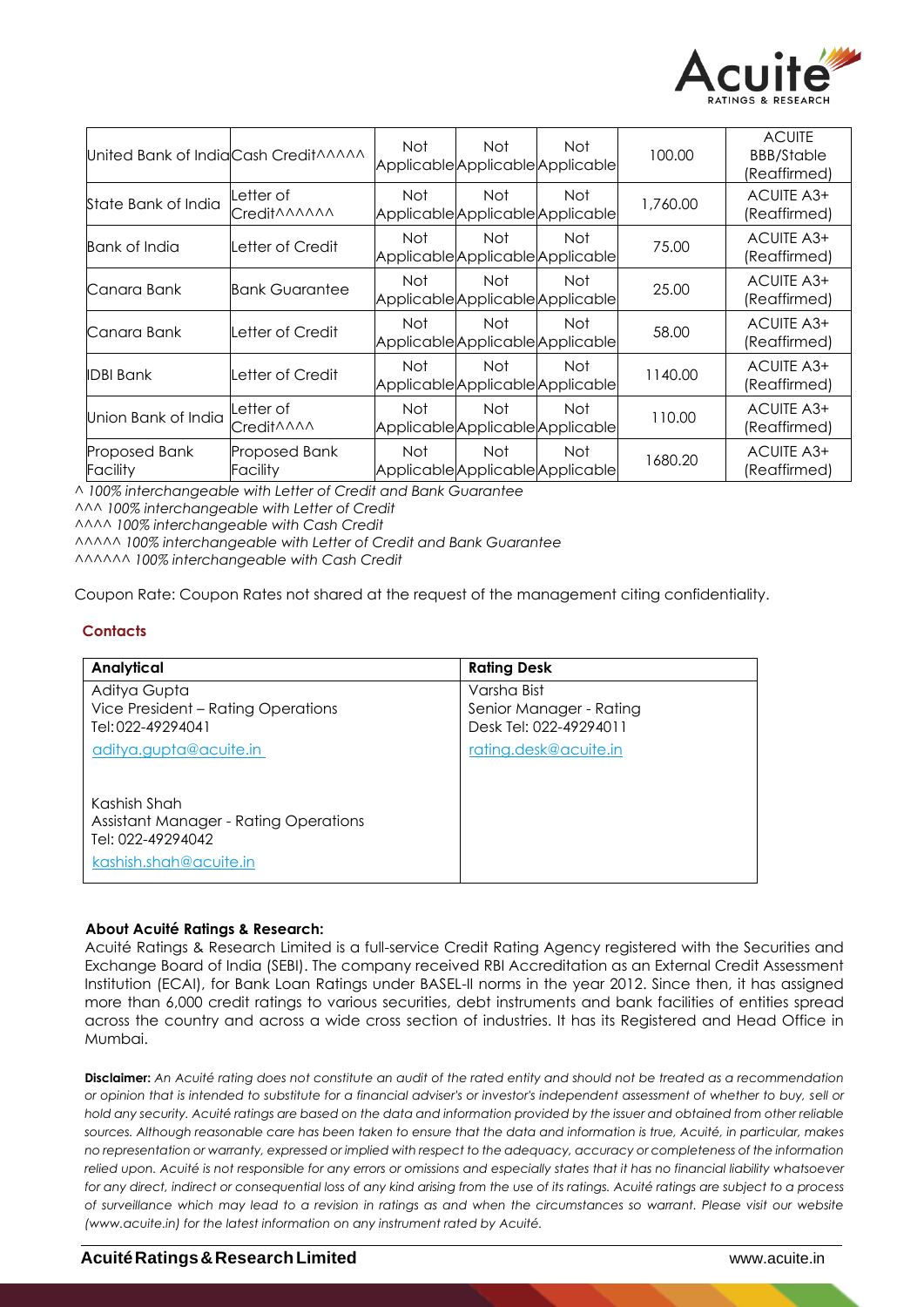| | | | | | | |
|---|---|---|---|---|---|---|
| United Bank of India | Cash Credit^^^^^ | Not Applicable | Not Applicable | Not Applicable | 100.00 | ACUITE BBB/Stable (Reaffirmed) |
| State Bank of India | Letter of Credit^^^^^^ | Not Applicable | Not Applicable | Not Applicable | 1,760.00 | ACUITE A3+ (Reaffirmed) |
| Bank of India | Letter of Credit | Not Applicable | Not Applicable | Not Applicable | 75.00 | ACUITE A3+ (Reaffirmed) |
| Canara Bank | Bank Guarantee | Not Applicable | Not Applicable | Not Applicable | 25.00 | ACUITE A3+ (Reaffirmed) |
| Canara Bank | Letter of Credit | Not Applicable | Not Applicable | Not Applicable | 58.00 | ACUITE A3+ (Reaffirmed) |
| IDBI Bank | Letter of Credit | Not Applicable | Not Applicable | Not Applicable | 1140.00 | ACUITE A3+ (Reaffirmed) |
| Union Bank of India | Letter of Credit^^^^ | Not Applicable | Not Applicable | Not Applicable | 110.00 | ACUITE A3+ (Reaffirmed) |
| Proposed Bank Facility | Proposed Bank Facility | Not Applicable | Not Applicable | Not Applicable | 1680.20 | ACUITE A3+ (Reaffirmed) |

*^ 100% interchangeable with Letter of Credit and Bank Guarantee*
*^^^ 100% interchangeable with Letter of Credit*
*^^^^ 100% interchangeable with Cash Credit*
*^^^^^ 100% interchangeable with Letter of Credit and Bank Guarantee*
*^^^^^^ 100% interchangeable with Cash Credit*

Coupon Rate: Coupon Rates not shared at the request of the management citing confidentiality.

### Contacts

| Analytical | Rating Desk |
|---|---|
| Aditya Gupta<br>Vice President – Rating Operations<br>Tel: 022-49294041<br>aditya.gupta@acuite.in<br><br>Kashish Shah<br>Assistant Manager - Rating Operations<br>Tel: 022-49294042<br>kashish.shah@acuite.in | Varsha Bist<br>Senior Manager - Rating<br>Desk Tel: 022-49294011<br>rating.desk@acuite.in |

**About Acuité Ratings & Research:**
Acuité Ratings & Research Limited is a full-service Credit Rating Agency registered with the Securities and Exchange Board of India (SEBI). The company received RBI Accreditation as an External Credit Assessment Institution (ECAI), for Bank Loan Ratings under BASEL-II norms in the year 2012. Since then, it has assigned more than 6,000 credit ratings to various securities, debt instruments and bank facilities of entities spread across the country and across a wide cross section of industries. It has its Registered and Head Office in Mumbai.

**Disclaimer:** *An Acuité rating does not constitute an audit of the rated entity and should not be treated as a recommendation or opinion that is intended to substitute for a financial adviser's or investor's independent assessment of whether to buy, sell or hold any security. Acuité ratings are based on the data and information provided by the issuer and obtained from other reliable sources. Although reasonable care has been taken to ensure that the data and information is true, Acuité, in particular, makes no representation or warranty, expressed or implied with respect to the adequacy, accuracy or completeness of the information relied upon. Acuité is not responsible for any errors or omissions and especially states that it has no financial liability whatsoever for any direct, indirect or consequential loss of any kind arising from the use of its ratings. Acuité ratings are subject to a process of surveillance which may lead to a revision in ratings as and when the circumstances so warrant. Please visit our website (www.acuite.in) for the latest information on any instrument rated by Acuité.*